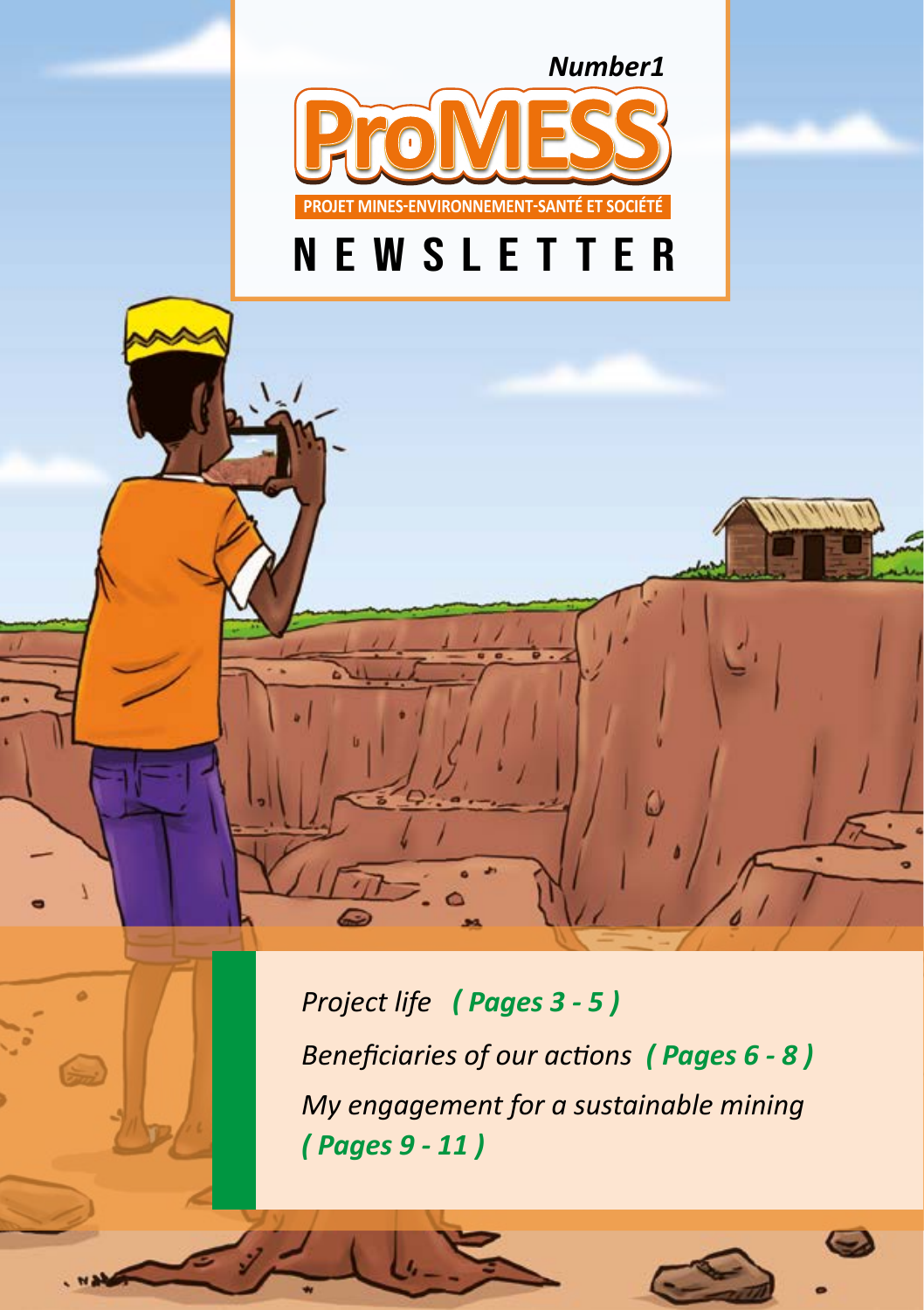*Number1*

# ProMESS

PROJET MINES-ENVIRONNEMENT-SANTÉ ET SOCIÉTÉ

# NEWSLETTER

*Project life* ***( Pages 3 - 5 )***

*Beneficiaries of our actions* ***( Pages 6 - 8 )***

*My engagement for a sustainable mining* ***( Pages 9 - 11 )***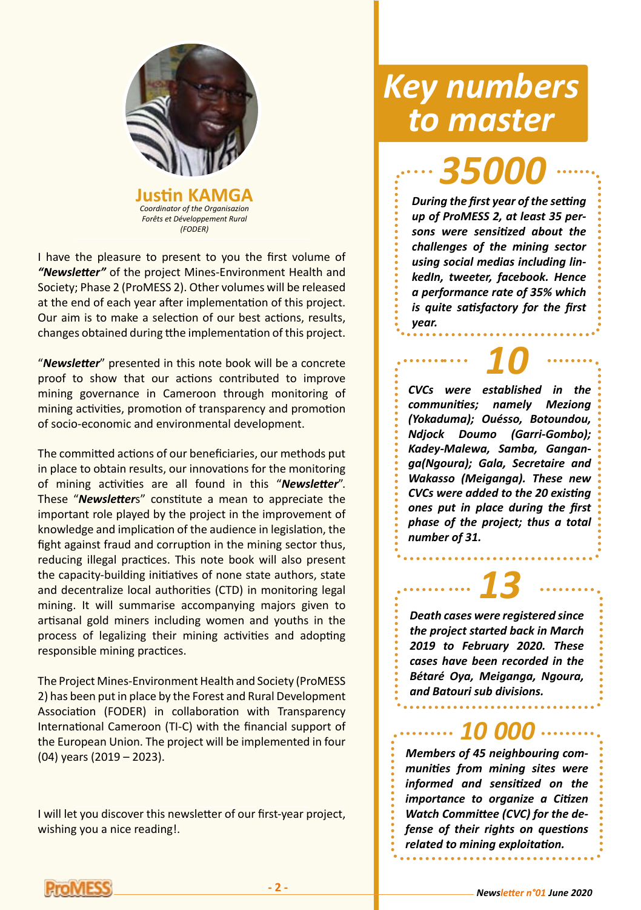**Justin KAMGA**

*Coordinator of the Organisazion Forêts et Développement Rural (FODER)*

I have the pleasure to present to you the first volume of ***"Newsletter"*** of the project Mines-Environment Health and Society; Phase 2 (ProMESS 2). Other volumes will be released at the end of each year after implementation of this project. Our aim is to make a selection of our best actions, results, changes obtained during tthe implementation of this project.

"***Newsletter***" presented in this note book will be a concrete proof to show that our actions contributed to improve mining governance in Cameroon through monitoring of mining activities, promotion of transparency and promotion of socio-economic and environmental development.

The committed actions of our beneficiaries, our methods put in place to obtain results, our innovations for the monitoring of mining activities are all found in this "***Newsletter***". These "***Newsletter***s" constitute a mean to appreciate the important role played by the project in the improvement of knowledge and implication of the audience in legislation, the fight against fraud and corruption in the mining sector thus, reducing illegal practices. This note book will also present the capacity-building initiatives of none state authors, state and decentralize local authorities (CTD) in monitoring legal mining. It will summarise accompanying majors given to artisanal gold miners including women and youths in the process of legalizing their mining activities and adopting responsible mining practices.

The Project Mines-Environment Health and Society (ProMESS 2) has been put in place by the Forest and Rural Development Association (FODER) in collaboration with Transparency International Cameroon (TI-C) with the financial support of the European Union. The project will be implemented in four (04) years (2019 – 2023).

I will let you discover this newsletter of our first-year project, wishing you a nice reading!.

# Key numbers to master

## 35000

***During the first year of the setting up of ProMESS 2, at least 35 persons were sensitized about the challenges of the mining sector using social medias including linkedIn, tweeter, facebook. Hence a performance rate of 35% which is quite satisfactory for the first year.***

## 10

***CVCs were established in the communities; namely Meziong (Yokaduma); Ouésso, Botoundou, Ndjock Doumo (Garri-Gombo); Kadey-Malewa, Samba, Gangan-ga(Ngoura); Gala, Secretaire and Wakasso (Meiganga). These new CVCs were added to the 20 existing ones put in place during the first phase of the project; thus a total number of 31.***

## 13

***Death cases were registered since the project started back in March 2019 to February 2020. These cases have been recorded in the Bétaré Oya, Meiganga, Ngoura, and Batouri sub divisions.***

## 10 000

***Members of 45 neighbouring communities from mining sites were informed and sensitized on the importance to organize a Citizen Watch Committee (CVC) for the defense of their rights on questions related to mining exploitation.***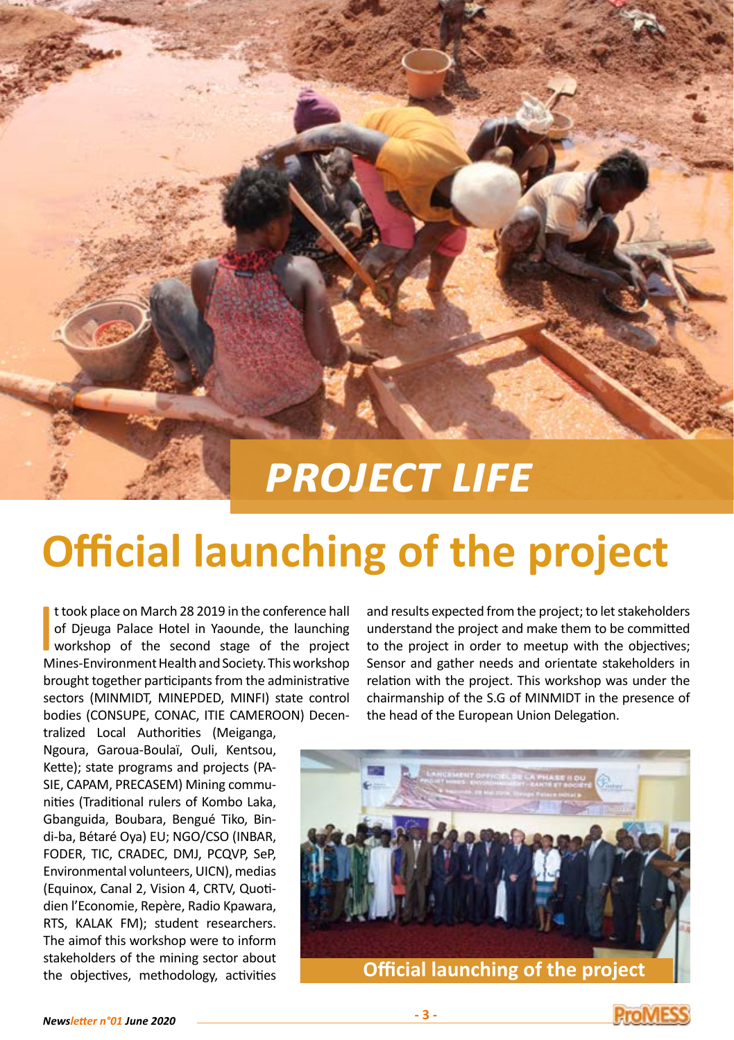# PROJECT LIFE

## Official launching of the project

It took place on March 28 2019 in the conference hall of Djeuga Palace Hotel in Yaounde, the launching workshop of the second stage of the project Mines-Environment Health and Society. This workshop brought together participants from the administrative sectors (MINMIDT, MINEPDED, MINFI) state control bodies (CONSUPE, CONAC, ITIE CAMEROON) Decentralized Local Authorities (Meiganga, Ngoura, Garoua-Boulaï, Ouli, Kentsou, Kette); state programs and projects (PASIE, CAPAM, PRECASEM) Mining communities (Traditional rulers of Kombo Laka, Gbanguida, Boubara, Bengué Tiko, Bindi-ba, Bétaré Oya) EU; NGO/CSO (INBAR, FODER, TIC, CRADEC, DMJ, PCQVP, SeP, Environmental volunteers, UICN), medias (Equinox, Canal 2, Vision 4, CRTV, Quotidien l'Economie, Repère, Radio Kpawara, RTS, KALAK FM); student researchers. The aimof this workshop were to inform stakeholders of the mining sector about the objectives, methodology, activities and results expected from the project; to let stakeholders understand the project and make them to be committed to the project in order to meetup with the objectives; Sensor and gather needs and orientate stakeholders in relation with the project. This workshop was under the chairmanship of the S.G of MINMIDT in the presence of the head of the European Union Delegation.

Official launching of the project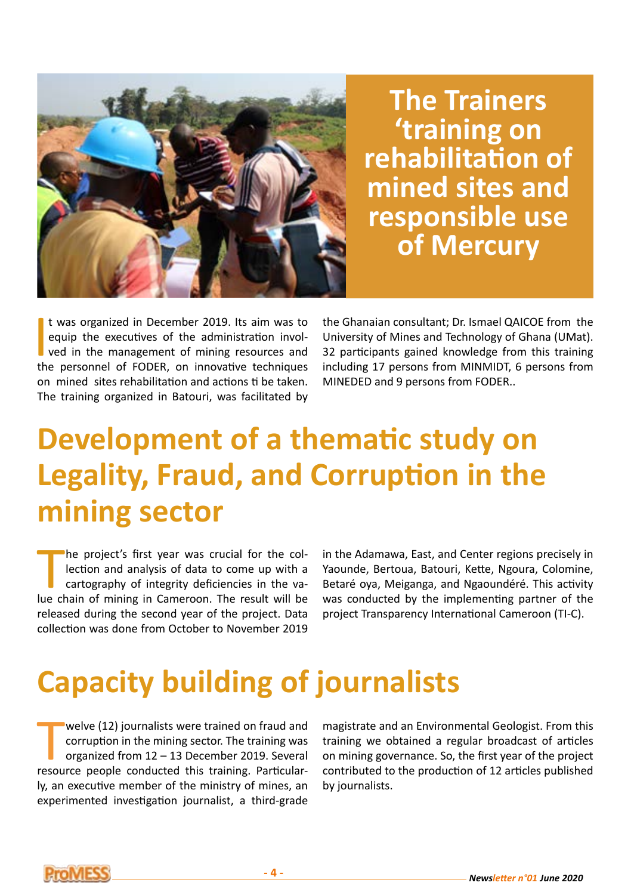# The Trainers 'training on rehabilitation of mined sites and responsible use of Mercury

It was organized in December 2019. Its aim was to equip the executives of the administration involved in the management of mining resources and the personnel of FODER, on innovative techniques on mined sites rehabilitation and actions ti be taken. The training organized in Batouri, was facilitated by the Ghanaian consultant; Dr. Ismael QAICOE from the University of Mines and Technology of Ghana (UMat). 32 participants gained knowledge from this training including 17 persons from MINMIDT, 6 persons from MINEDED and 9 persons from FODER..

# Development of a thematic study on Legality, Fraud, and Corruption in the mining sector

The project's first year was crucial for the collection and analysis of data to come up with a cartography of integrity deficiencies in the value chain of mining in Cameroon. The result will be released during the second year of the project. Data collection was done from October to November 2019 in the Adamawa, East, and Center regions precisely in Yaounde, Bertoua, Batouri, Kette, Ngoura, Colomine, Betaré oya, Meiganga, and Ngaoundéré. This activity was conducted by the implementing partner of the project Transparency International Cameroon (TI-C).

# Capacity building of journalists

Twelve (12) journalists were trained on fraud and corruption in the mining sector. The training was organized from 12 – 13 December 2019. Several resource people conducted this training. Particularly, an executive member of the ministry of mines, an experimented investigation journalist, a third-grade magistrate and an Environmental Geologist. From this training we obtained a regular broadcast of articles on mining governance. So, the first year of the project contributed to the production of 12 articles published by journalists.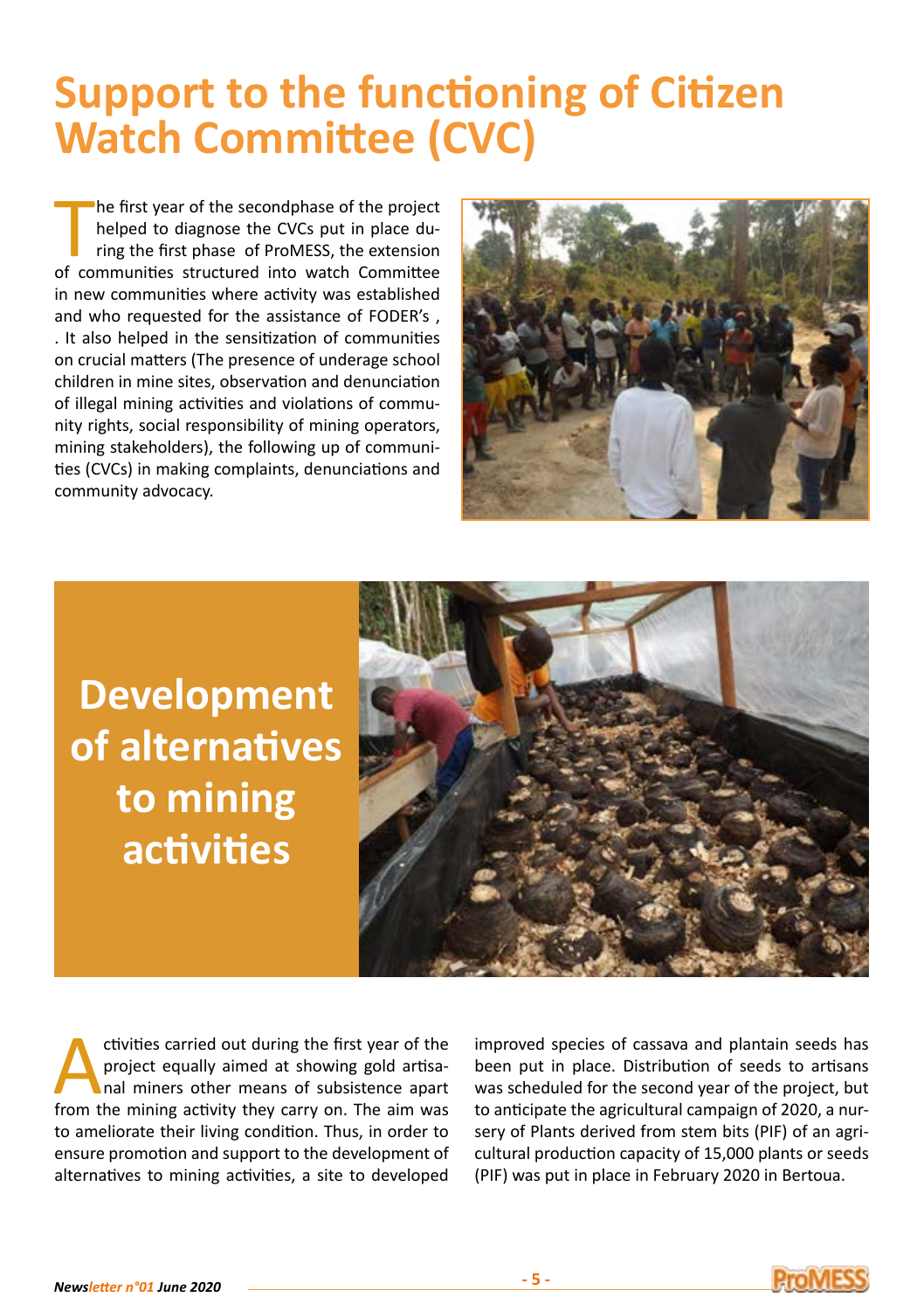# Support to the functioning of Citizen Watch Committee (CVC)

The first year of the secondphase of the project helped to diagnose the CVCs put in place during the first phase of ProMESS, the extension of communities structured into watch Committee in new communities where activity was established and who requested for the assistance of FODER's , . It also helped in the sensitization of communities on crucial matters (The presence of underage school children in mine sites, observation and denunciation of illegal mining activities and violations of community rights, social responsibility of mining operators, mining stakeholders), the following up of communities (CVCs) in making complaints, denunciations and community advocacy.

# Development of alternatives to mining activities

Activities carried out during the first year of the project equally aimed at showing gold artisanal miners other means of subsistence apart from the mining activity they carry on. The aim was to ameliorate their living condition. Thus, in order to ensure promotion and support to the development of alternatives to mining activities, a site to developed improved species of cassava and plantain seeds has been put in place. Distribution of seeds to artisans was scheduled for the second year of the project, but to anticipate the agricultural campaign of 2020, a nursery of Plants derived from stem bits (PIF) of an agricultural production capacity of 15,000 plants or seeds (PIF) was put in place in February 2020 in Bertoua.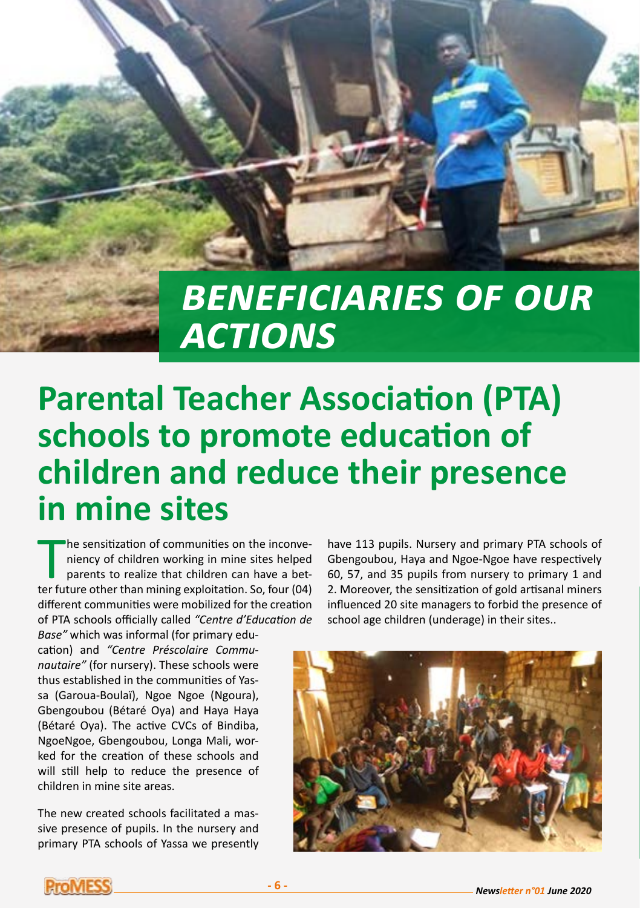# BENEFICIARIES OF OUR ACTIONS

## Parental Teacher Association (PTA) schools to promote education of children and reduce their presence in mine sites

The sensitization of communities on the inconveniency of children working in mine sites helped parents to realize that children can have a better future other than mining exploitation. So, four (04) different communities were mobilized for the creation of PTA schools officially called *"Centre d'Education de Base"* which was informal (for primary education) and *"Centre Préscolaire Communautaire"* (for nursery). These schools were thus established in the communities of Yassa (Garoua-Boulaï), Ngoe Ngoe (Ngoura), Gbengoubou (Bétaré Oya) and Haya Haya (Bétaré Oya). The active CVCs of Bindiba, NgoeNgoe, Gbengoubou, Longa Mali, worked for the creation of these schools and will still help to reduce the presence of children in mine site areas.

The new created schools facilitated a massive presence of pupils. In the nursery and primary PTA schools of Yassa we presently have 113 pupils. Nursery and primary PTA schools of Gbengoubou, Haya and Ngoe-Ngoe have respectively 60, 57, and 35 pupils from nursery to primary 1 and 2. Moreover, the sensitization of gold artisanal miners influenced 20 site managers to forbid the presence of school age children (underage) in their sites..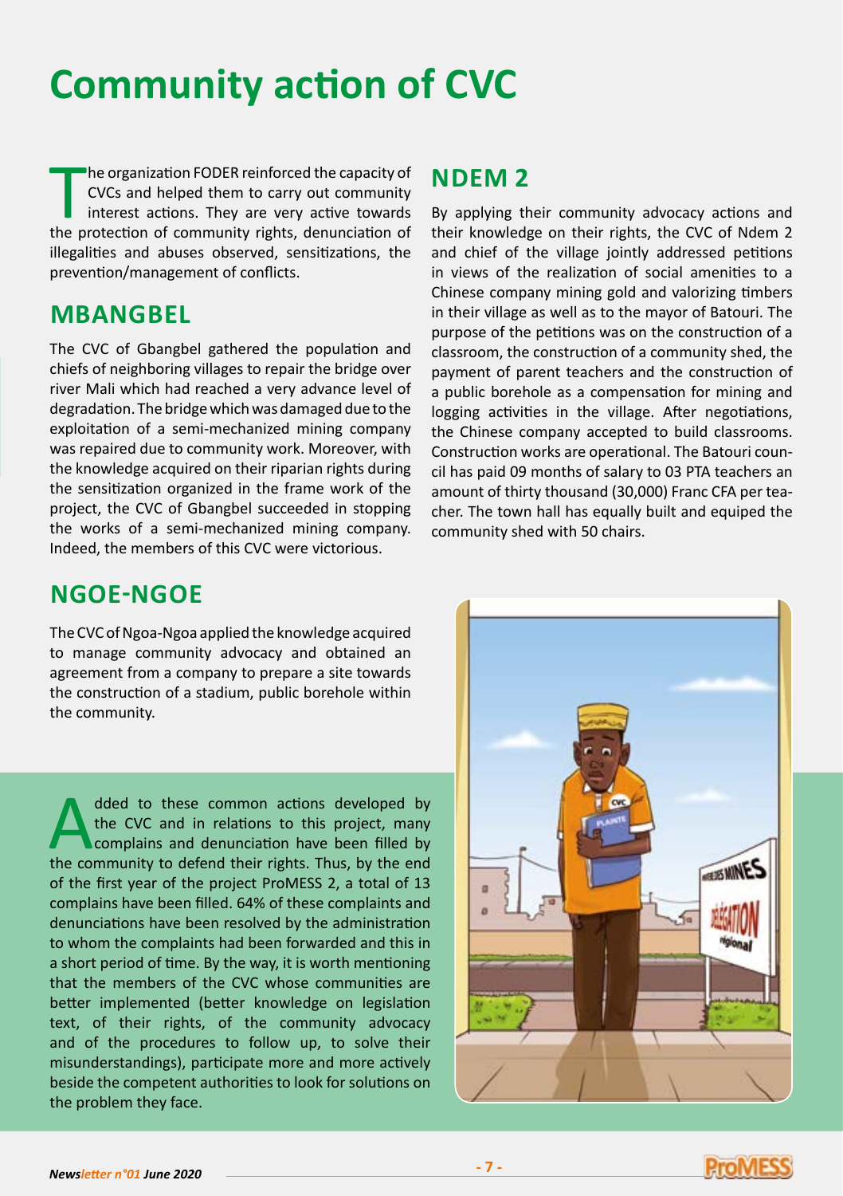# Community action of CVC

The organization FODER reinforced the capacity of CVCs and helped them to carry out community interest actions. They are very active towards the protection of community rights, denunciation of illegalities and abuses observed, sensitizations, the prevention/management of conflicts.

## MBANGBEL

The CVC of Gbangbel gathered the population and chiefs of neighboring villages to repair the bridge over river Mali which had reached a very advance level of degradation. The bridge which was damaged due to the exploitation of a semi-mechanized mining company was repaired due to community work. Moreover, with the knowledge acquired on their riparian rights during the sensitization organized in the frame work of the project, the CVC of Gbangbel succeeded in stopping the works of a semi-mechanized mining company. Indeed, the members of this CVC were victorious.

## NGOE-NGOE

The CVC of Ngoa-Ngoa applied the knowledge acquired to manage community advocacy and obtained an agreement from a company to prepare a site towards the construction of a stadium, public borehole within the community.

## NDEM 2

By applying their community advocacy actions and their knowledge on their rights, the CVC of Ndem 2 and chief of the village jointly addressed petitions in views of the realization of social amenities to a Chinese company mining gold and valorizing timbers in their village as well as to the mayor of Batouri. The purpose of the petitions was on the construction of a classroom, the construction of a community shed, the payment of parent teachers and the construction of a public borehole as a compensation for mining and logging activities in the village. After negotiations, the Chinese company accepted to build classrooms. Construction works are operational. The Batouri council has paid 09 months of salary to 03 PTA teachers an amount of thirty thousand (30,000) Franc CFA per teacher. The town hall has equally built and equiped the community shed with 50 chairs.

Added to these common actions developed by the CVC and in relations to this project, many complains and denunciation have been filled by the community to defend their rights. Thus, by the end of the first year of the project ProMESS 2, a total of 13 complains have been filled. 64% of these complaints and denunciations have been resolved by the administration to whom the complaints had been forwarded and this in a short period of time. By the way, it is worth mentioning that the members of the CVC whose communities are better implemented (better knowledge on legislation text, of their rights, of the community advocacy and of the procedures to follow up, to solve their misunderstandings), participate more and more actively beside the competent authorities to look for solutions on the problem they face.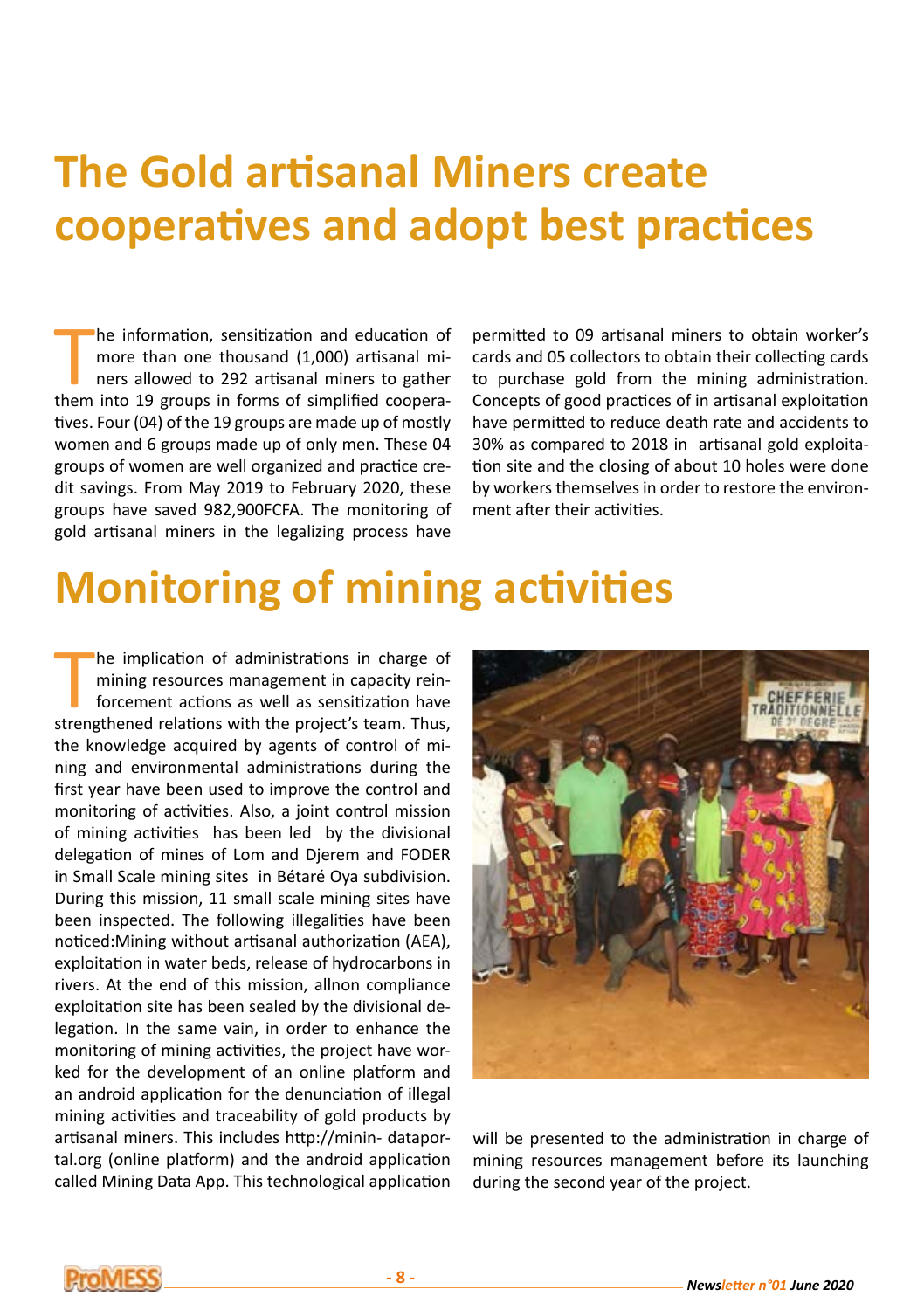# The Gold artisanal Miners create cooperatives and adopt best practices

The information, sensitization and education of more than one thousand (1,000) artisanal miners allowed to 292 artisanal miners to gather them into 19 groups in forms of simplified cooperatives. Four (04) of the 19 groups are made up of mostly women and 6 groups made up of only men. These 04 groups of women are well organized and practice credit savings. From May 2019 to February 2020, these groups have saved 982,900FCFA. The monitoring of gold artisanal miners in the legalizing process have permitted to 09 artisanal miners to obtain worker's cards and 05 collectors to obtain their collecting cards to purchase gold from the mining administration. Concepts of good practices of in artisanal exploitation have permitted to reduce death rate and accidents to 30% as compared to 2018 in artisanal gold exploitation site and the closing of about 10 holes were done by workers themselves in order to restore the environment after their activities.

# Monitoring of mining activities

The implication of administrations in charge of mining resources management in capacity reinforcement actions as well as sensitization have strengthened relations with the project's team. Thus, the knowledge acquired by agents of control of mining and environmental administrations during the first year have been used to improve the control and monitoring of activities. Also, a joint control mission of mining activities has been led by the divisional delegation of mines of Lom and Djerem and FODER in Small Scale mining sites in Bétaré Oya subdivision. During this mission, 11 small scale mining sites have been inspected. The following illegalities have been noticed:Mining without artisanal authorization (AEA), exploitation in water beds, release of hydrocarbons in rivers. At the end of this mission, allnon compliance exploitation site has been sealed by the divisional delegation. In the same vain, in order to enhance the monitoring of mining activities, the project have worked for the development of an online platform and an android application for the denunciation of illegal mining activities and traceability of gold products by artisanal miners. This includes http://minin- dataportal.org (online platform) and the android application called Mining Data App. This technological application will be presented to the administration in charge of mining resources management before its launching during the second year of the project.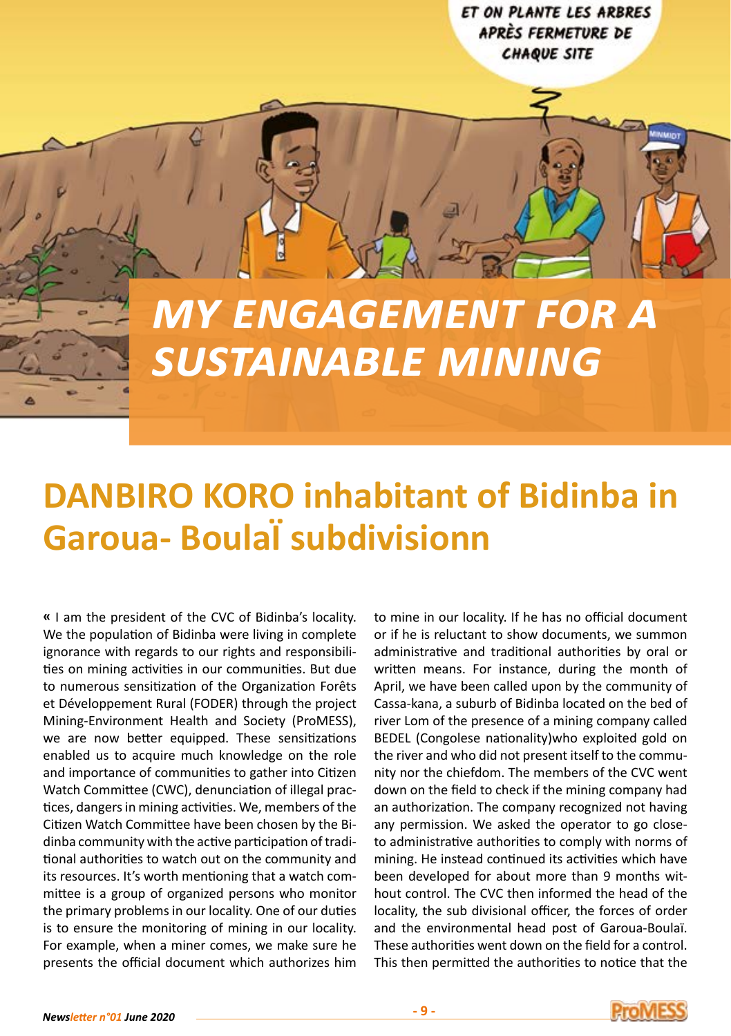# MY ENGAGEMENT FOR A SUSTAINABLE MINING

## DANBIRO KORO inhabitant of Bidinba in Garoua- BoulaÏ subdivisionn

« I am the president of the CVC of Bidinba's locality. We the population of Bidinba were living in complete ignorance with regards to our rights and responsibilities on mining activities in our communities. But due to numerous sensitization of the Organization Forêts et Développement Rural (FODER) through the project Mining-Environment Health and Society (ProMESS), we are now better equipped. These sensitizations enabled us to acquire much knowledge on the role and importance of communities to gather into Citizen Watch Committee (CWC), denunciation of illegal practices, dangers in mining activities. We, members of the Citizen Watch Committee have been chosen by the Bidinba community with the active participation of traditional authorities to watch out on the community and its resources. It's worth mentioning that a watch committee is a group of organized persons who monitor the primary problems in our locality. One of our duties is to ensure the monitoring of mining in our locality. For example, when a miner comes, we make sure he presents the official document which authorizes him to mine in our locality. If he has no official document or if he is reluctant to show documents, we summon administrative and traditional authorities by oral or written means. For instance, during the month of April, we have been called upon by the community of Cassa-kana, a suburb of Bidinba located on the bed of river Lom of the presence of a mining company called BEDEL (Congolese nationality)who exploited gold on the river and who did not present itself to the community nor the chiefdom. The members of the CVC went down on the field to check if the mining company had an authorization. The company recognized not having any permission. We asked the operator to go close-to administrative authorities to comply with norms of mining. He instead continued its activities which have been developed for about more than 9 months without control. The CVC then informed the head of the locality, the sub divisional officer, the forces of order and the environmental head post of Garoua-Boulaï. These authorities went down on the field for a control. This then permitted the authorities to notice that the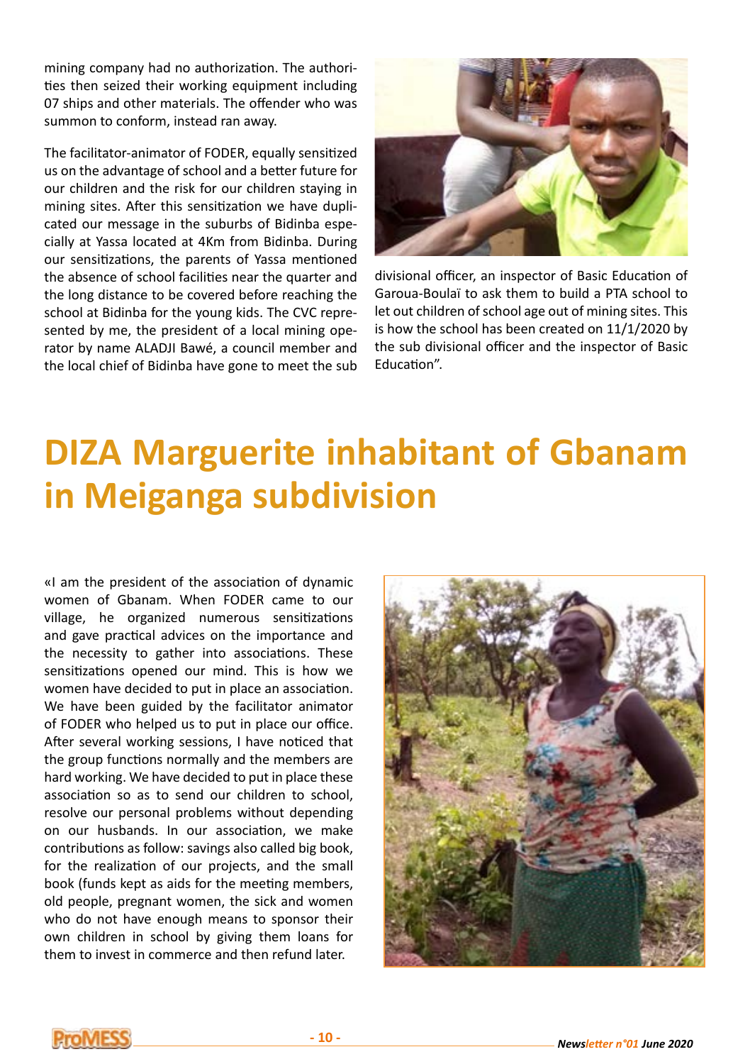mining company had no authorization. The authorities then seized their working equipment including 07 ships and other materials. The offender who was summon to conform, instead ran away.

The facilitator-animator of FODER, equally sensitized us on the advantage of school and a better future for our children and the risk for our children staying in mining sites. After this sensitization we have duplicated our message in the suburbs of Bidinba especially at Yassa located at 4Km from Bidinba. During our sensitizations, the parents of Yassa mentioned the absence of school facilities near the quarter and the long distance to be covered before reaching the school at Bidinba for the young kids. The CVC represented by me, the president of a local mining operator by name ALADJI Bawé, a council member and the local chief of Bidinba have gone to meet the sub divisional officer, an inspector of Basic Education of Garoua-Boulaï to ask them to build a PTA school to let out children of school age out of mining sites. This is how the school has been created on 11/1/2020 by the sub divisional officer and the inspector of Basic Education".

# DIZA Marguerite inhabitant of Gbanam in Meiganga subdivision

«I am the president of the association of dynamic women of Gbanam. When FODER came to our village, he organized numerous sensitizations and gave practical advices on the importance and the necessity to gather into associations. These sensitizations opened our mind. This is how we women have decided to put in place an association. We have been guided by the facilitator animator of FODER who helped us to put in place our office. After several working sessions, I have noticed that the group functions normally and the members are hard working. We have decided to put in place these association so as to send our children to school, resolve our personal problems without depending on our husbands. In our association, we make contributions as follow: savings also called big book, for the realization of our projects, and the small book (funds kept as aids for the meeting members, old people, pregnant women, the sick and women who do not have enough means to sponsor their own children in school by giving them loans for them to invest in commerce and then refund later.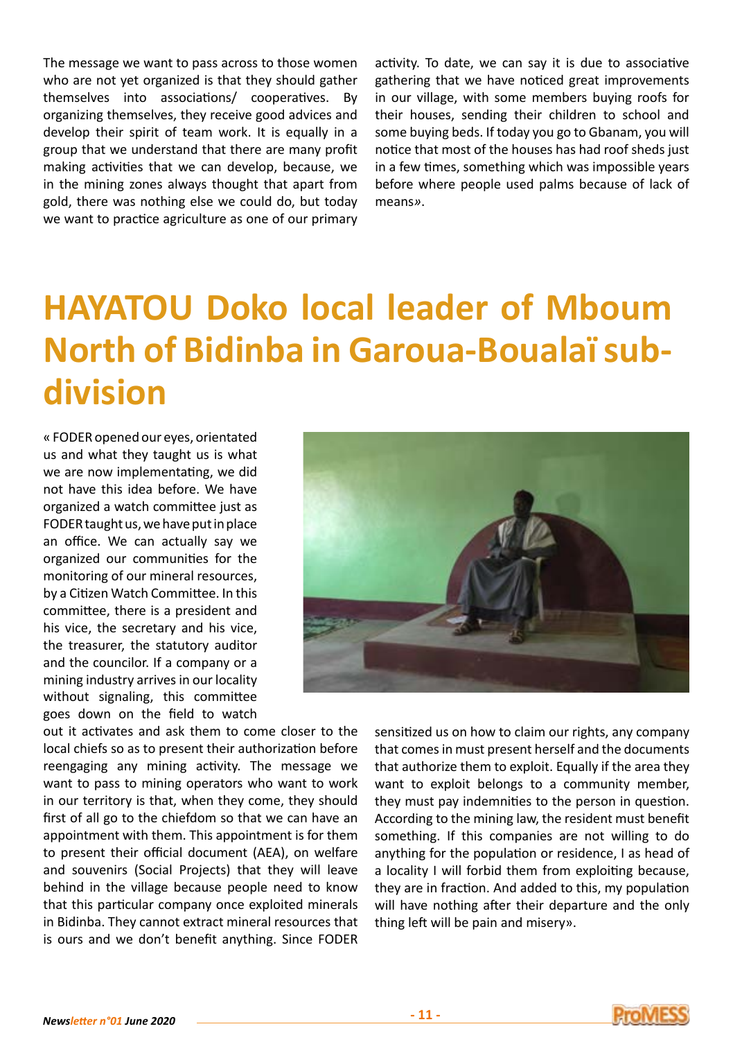The message we want to pass across to those women who are not yet organized is that they should gather themselves into associations/ cooperatives. By organizing themselves, they receive good advices and develop their spirit of team work. It is equally in a group that we understand that there are many profit making activities that we can develop, because, we in the mining zones always thought that apart from gold, there was nothing else we could do, but today we want to practice agriculture as one of our primary activity. To date, we can say it is due to associative gathering that we have noticed great improvements in our village, with some members buying roofs for their houses, sending their children to school and some buying beds. If today you go to Gbanam, you will notice that most of the houses has had roof sheds just in a few times, something which was impossible years before where people used palms because of lack of means».

# HAYATOU Doko local leader of Mboum North of Bidinba in Garoua-Boualaï sub-division

« FODER opened our eyes, orientated us and what they taught us is what we are now implementating, we did not have this idea before. We have organized a watch committee just as FODER taught us, we have put in place an office. We can actually say we organized our communities for the monitoring of our mineral resources, by a Citizen Watch Committee. In this committee, there is a president and his vice, the secretary and his vice, the treasurer, the statutory auditor and the councilor. If a company or a mining industry arrives in our locality without signaling, this committee goes down on the field to watch out it activates and ask them to come closer to the local chiefs so as to present their authorization before reengaging any mining activity. The message we want to pass to mining operators who want to work in our territory is that, when they come, they should first of all go to the chiefdom so that we can have an appointment with them. This appointment is for them to present their official document (AEA), on welfare and souvenirs (Social Projects) that they will leave behind in the village because people need to know that this particular company once exploited minerals in Bidinba. They cannot extract mineral resources that is ours and we don't benefit anything. Since FODER sensitized us on how to claim our rights, any company that comes in must present herself and the documents that authorize them to exploit. Equally if the area they want to exploit belongs to a community member, they must pay indemnities to the person in question. According to the mining law, the resident must benefit something. If this companies are not willing to do anything for the population or residence, I as head of a locality I will forbid them from exploiting because, they are in fraction. And added to this, my population will have nothing after their departure and the only thing left will be pain and misery».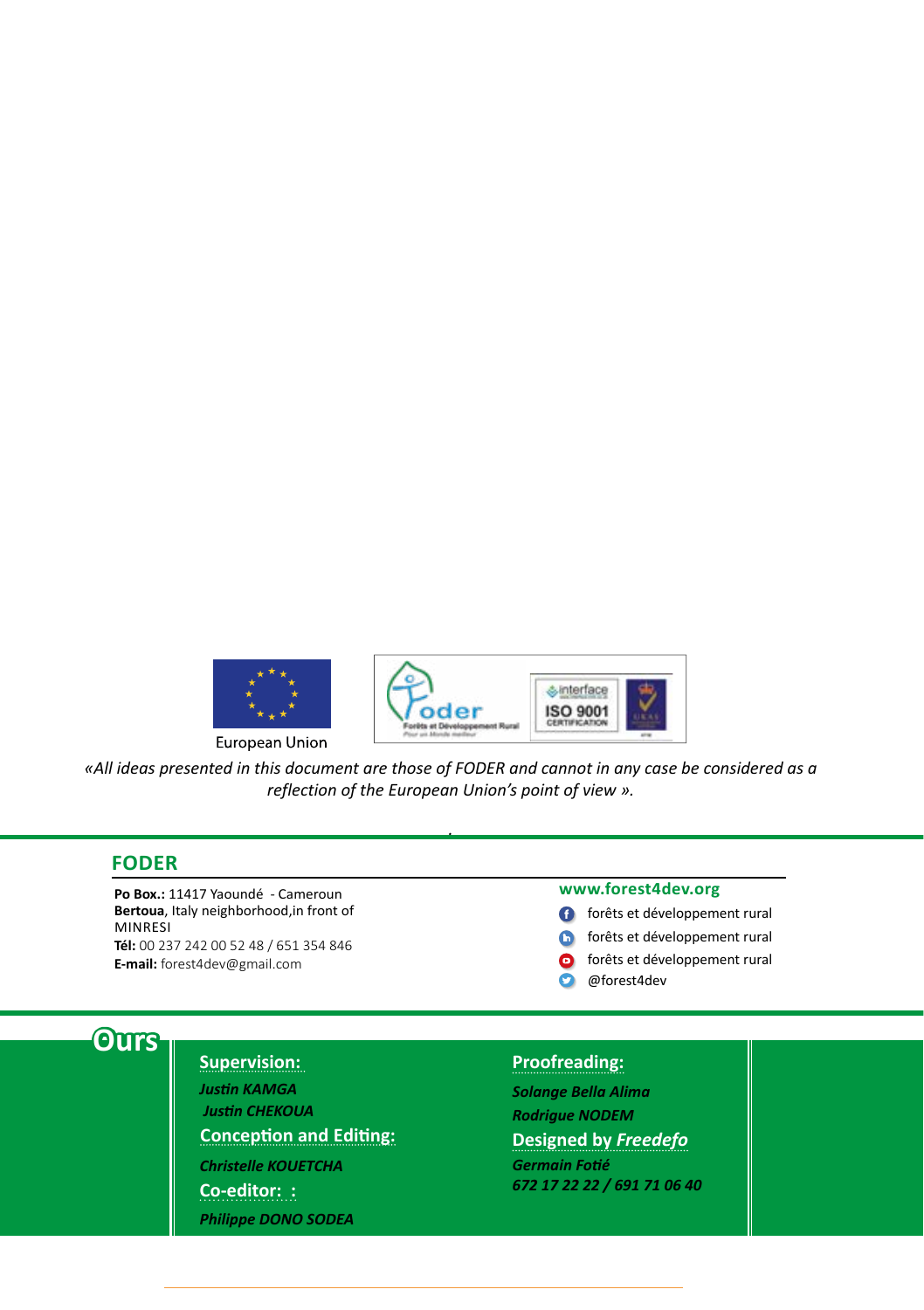European Union

*«All ideas presented in this document are those of FODER and cannot in any case be considered as a reflection of the European Union's point of view ».*

## FODER

**Po Box.:** 11417 Yaoundé - Cameroun
**Bertoua**, Italy neighborhood,in front of MINRESI
**Tél:** 00 237 242 00 52 48 / 651 354 846
**E-mail:** forest4dev@gmail.com

**www.forest4dev.org**

forêts et développement rural
forêts et développement rural
forêts et développement rural
@forest4dev

## Ours

**Supervision:**
*Justin KAMGA*
*Justin CHEKOUA*

**Conception and Editing:**
*Christelle KOUETCHA*

**Co-editor: :**
*Philippe DONO SODEA*

**Proofreading:**
*Solange Bella Alima*
*Rodrigue NODEM*

**Designed by *Freedefo***
*Germain Fotié*
*672 17 22 22 / 691 71 06 40*